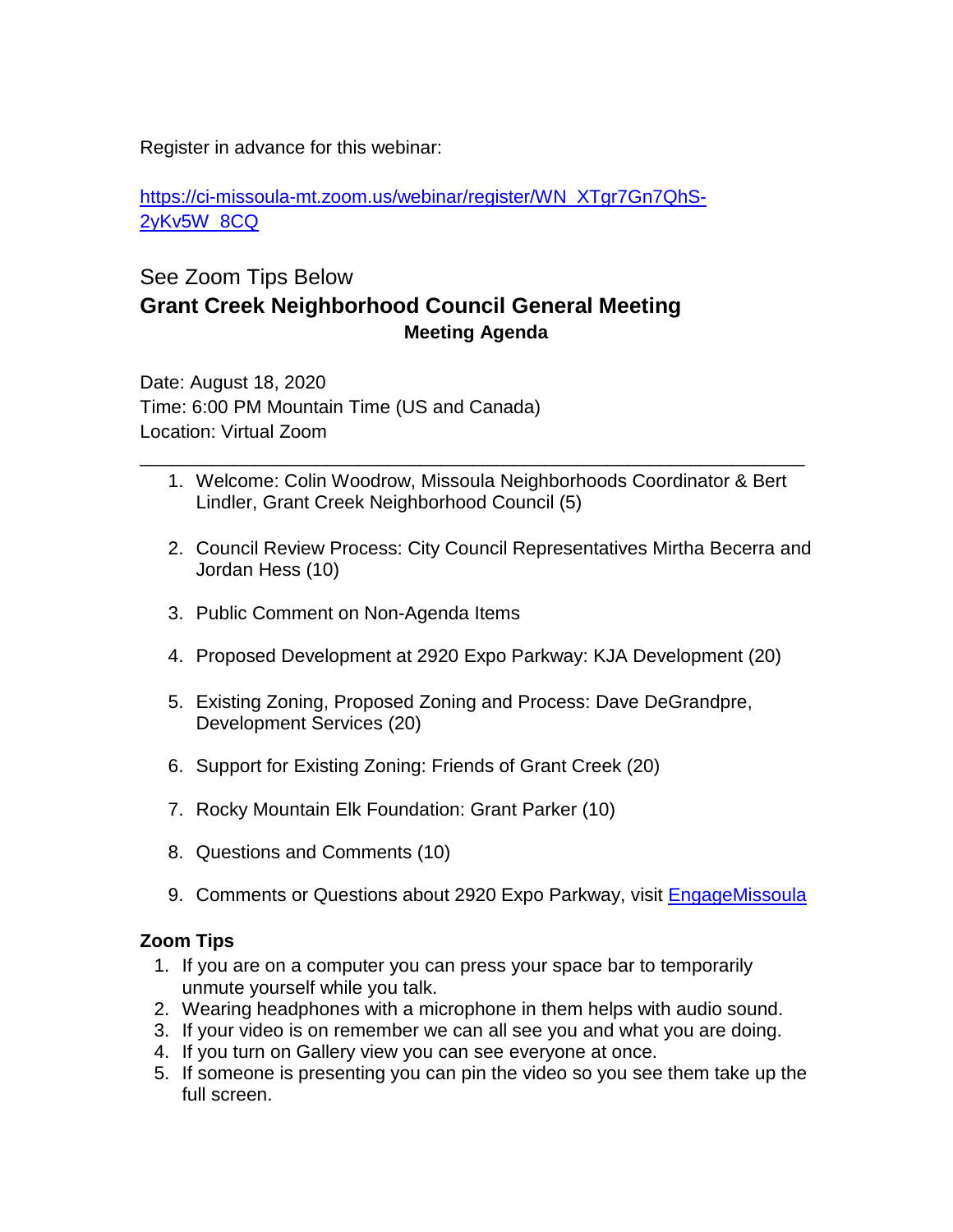Register in advance for this webinar:

https://ci-missoula-mt.zoom.us/webinar/register/WN_XTgr7Gn7QhS-2yKv5W_8CQ

See Zoom Tips Below

## Grant Creek Neighborhood Council General Meeting

### Meeting Agenda

Date: August 18, 2020
Time: 6:00 PM Mountain Time (US and Canada)
Location: Virtual Zoom

---

1. Welcome: Colin Woodrow, Missoula Neighborhoods Coordinator & Bert Lindler, Grant Creek Neighborhood Council (5)

2. Council Review Process: City Council Representatives Mirtha Becerra and Jordan Hess (10)

3. Public Comment on Non-Agenda Items

4. Proposed Development at 2920 Expo Parkway: KJA Development (20)

5. Existing Zoning, Proposed Zoning and Process: Dave DeGrandpre, Development Services (20)

6. Support for Existing Zoning: Friends of Grant Creek (20)

7. Rocky Mountain Elk Foundation: Grant Parker (10)

8. Questions and Comments (10)

9. Comments or Questions about 2920 Expo Parkway, visit EngageMissoula

**Zoom Tips**

1. If you are on a computer you can press your space bar to temporarily unmute yourself while you talk.
2. Wearing headphones with a microphone in them helps with audio sound.
3. If your video is on remember we can all see you and what you are doing.
4. If you turn on Gallery view you can see everyone at once.
5. If someone is presenting you can pin the video so you see them take up the full screen.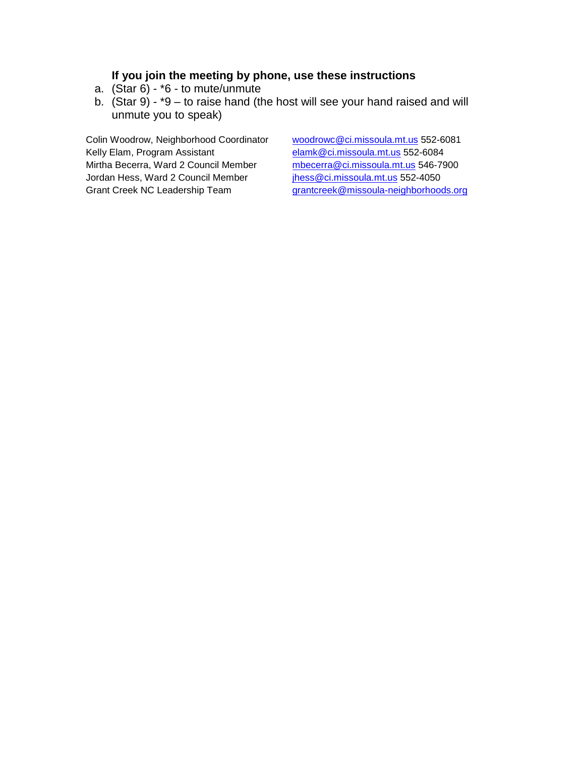**If you join the meeting by phone, use these instructions**

a. (Star 6) - *6 - to mute/unmute
b. (Star 9) - *9 – to raise hand (the host will see your hand raised and will unmute you to speak)

| | |
|---|---|
| Colin Woodrow, Neighborhood Coordinator | woodrowc@ci.missoula.mt.us 552-6081 |
| Kelly Elam, Program Assistant | elamk@ci.missoula.mt.us 552-6084 |
| Mirtha Becerra, Ward 2 Council Member | mbecerra@ci.missoula.mt.us 546-7900 |
| Jordan Hess, Ward 2 Council Member | jhess@ci.missoula.mt.us 552-4050 |
| Grant Creek NC Leadership Team | grantcreek@missoula-neighborhoods.org |